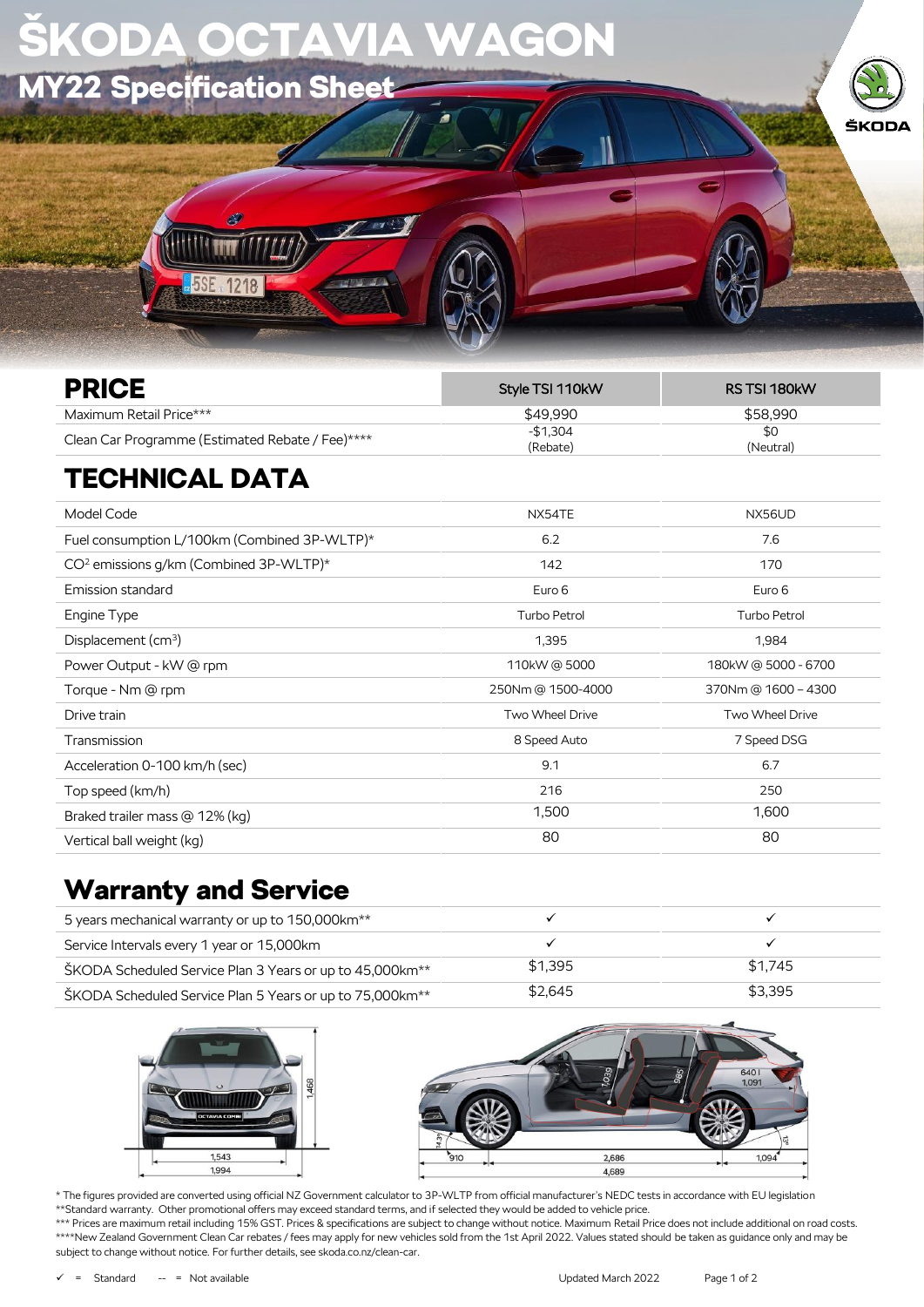# ŠKODA OCTAVIA WAGON

## MY22 Specification Sheet

## PRICE

| | Style TSI 110kW | RS TSI 180kW |
|---|---|---|
| Maximum Retail Price*** | $49,990 | $58,990 |
| Clean Car Programme (Estimated Rebate / Fee)**** | -$1,304 (Rebate) | $0 (Neutral) |

## TECHNICAL DATA

| | Style TSI 110kW | RS TSI 180kW |
|---|---|---|
| Model Code | NX54TE | NX56UD |
| Fuel consumption L/100km (Combined 3P-WLTP)* | 6.2 | 7.6 |
| $CO^2$ emissions g/km (Combined 3P-WLTP)* | 142 | 170 |
| Emission standard | Euro 6 | Euro 6 |
| Engine Type | Turbo Petrol | Turbo Petrol |
| Displacement ($cm^3$) | 1,395 | 1,984 |
| Power Output - kW @ rpm | 110kW @ 5000 | 180kW @ 5000 - 6700 |
| Torque - Nm @ rpm | 250Nm @ 1500-4000 | 370Nm @ 1600 – 4300 |
| Drive train | Two Wheel Drive | Two Wheel Drive |
| Transmission | 8 Speed Auto | 7 Speed DSG |
| Acceleration 0-100 km/h (sec) | 9.1 | 6.7 |
| Top speed (km/h) | 216 | 250 |
| Braked trailer mass @ 12% (kg) | 1,500 | 1,600 |
| Vertical ball weight (kg) | 80 | 80 |

## Warranty and Service

| | Style TSI 110kW | RS TSI 180kW |
|---|---|---|
| 5 years mechanical warranty or up to 150,000km** | ✓ | ✓ |
| Service Intervals every 1 year or 15,000km | ✓ | ✓ |
| ŠKODA Scheduled Service Plan 3 Years or up to 45,000km** | $1,395 | $1,745 |
| ŠKODA Scheduled Service Plan 5 Years or up to 75,000km** | $2,645 | $3,395 |

\* The figures provided are converted using official NZ Government calculator to 3P-WLTP from official manufacturer's NEDC tests in accordance with EU legislation
**Standard warranty. Other promotional offers may exceed standard terms, and if selected they would be added to vehicle price.
*** Prices are maximum retail including 15% GST. Prices & specifications are subject to change without notice. Maximum Retail Price does not include additional on road costs.
****New Zealand Government Clean Car rebates / fees may apply for new vehicles sold from the 1st April 2022. Values stated should be taken as guidance only and may be subject to change without notice. For further details, see skoda.co.nz/clean-car.

✓ = Standard -- = Not available

Updated March 2022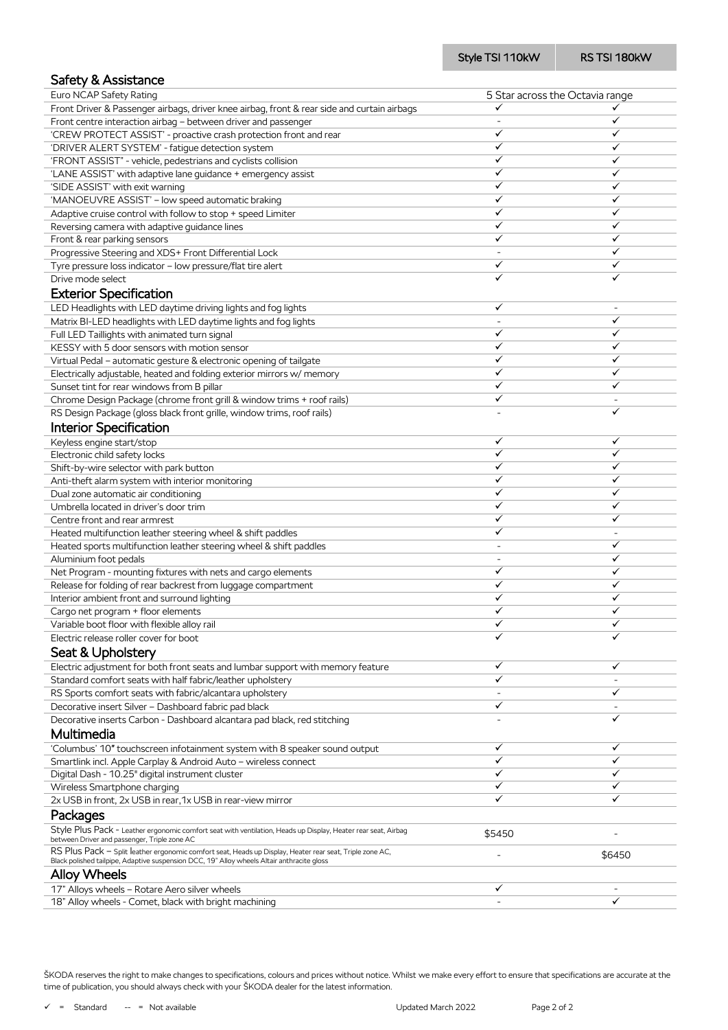| | Style TSI 110kW | RS TSI 180kW |
|---|---|---|
| **Safety & Assistance** | | |
| Euro NCAP Safety Rating | 5 Star across the Octavia range | |
| Front Driver & Passenger airbags, driver knee airbag, front & rear side and curtain airbags | ✓ | ✓ |
| Front centre interaction airbag – between driver and passenger | - | ✓ |
| 'CREW PROTECT ASSIST' - proactive crash protection front and rear | ✓ | ✓ |
| 'DRIVER ALERT SYSTEM' - fatigue detection system | ✓ | ✓ |
| 'FRONT ASSIST" - vehicle, pedestrians and cyclists collision | ✓ | ✓ |
| 'LANE ASSIST' with adaptive lane guidance + emergency assist | ✓ | ✓ |
| 'SIDE ASSIST' with exit warning | ✓ | ✓ |
| 'MANOEUVRE ASSIST' – low speed automatic braking | ✓ | ✓ |
| Adaptive cruise control with follow to stop + speed Limiter | ✓ | ✓ |
| Reversing camera with adaptive guidance lines | ✓ | ✓ |
| Front & rear parking sensors | ✓ | ✓ |
| Progressive Steering and XDS+ Front Differential Lock | - | ✓ |
| Tyre pressure loss indicator – low pressure/flat tire alert | ✓ | ✓ |
| Drive mode select | ✓ | ✓ |
| **Exterior Specification** | | |
| LED Headlights with LED daytime driving lights and fog lights | ✓ | - |
| Matrix BI-LED headlights with LED daytime lights and fog lights | - | ✓ |
| Full LED Taillights with animated turn signal | ✓ | ✓ |
| KESSY with 5 door sensors with motion sensor | ✓ | ✓ |
| Virtual Pedal – automatic gesture & electronic opening of tailgate | ✓ | ✓ |
| Electrically adjustable, heated and folding exterior mirrors w/ memory | ✓ | ✓ |
| Sunset tint for rear windows from B pillar | ✓ | ✓ |
| Chrome Design Package (chrome front grill & window trims + roof rails) | ✓ | - |
| RS Design Package (gloss black front grille, window trims, roof rails) | - | ✓ |
| **Interior Specification** | | |
| Keyless engine start/stop | ✓ | ✓ |
| Electronic child safety locks | ✓ | ✓ |
| Shift-by-wire selector with park button | ✓ | ✓ |
| Anti-theft alarm system with interior monitoring | ✓ | ✓ |
| Dual zone automatic air conditioning | ✓ | ✓ |
| Umbrella located in driver's door trim | ✓ | ✓ |
| Centre front and rear armrest | ✓ | ✓ |
| Heated multifunction leather steering wheel & shift paddles | ✓ | - |
| Heated sports multifunction leather steering wheel & shift paddles | - | ✓ |
| Aluminium foot pedals | - | ✓ |
| Net Program - mounting fixtures with nets and cargo elements | ✓ | ✓ |
| Release for folding of rear backrest from luggage compartment | ✓ | ✓ |
| Interior ambient front and surround lighting | ✓ | ✓ |
| Cargo net program + floor elements | ✓ | ✓ |
| Variable boot floor with flexible alloy rail | ✓ | ✓ |
| Electric release roller cover for boot | ✓ | ✓ |
| **Seat & Upholstery** | | |
| Electric adjustment for both front seats and lumbar support with memory feature | ✓ | ✓ |
| Standard comfort seats with half fabric/leather upholstery | ✓ | - |
| RS Sports comfort seats with fabric/alcantara upholstery | - | ✓ |
| Decorative insert Silver – Dashboard fabric pad black | ✓ | - |
| Decorative inserts Carbon - Dashboard alcantara pad black, red stitching | - | ✓ |
| **Multimedia** | | |
| 'Columbus' 10" touchscreen infotainment system with 8 speaker sound output | ✓ | ✓ |
| Smartlink incl. Apple Carplay & Android Auto – wireless connect | ✓ | ✓ |
| Digital Dash - 10.25" digital instrument cluster | ✓ | ✓ |
| Wireless Smartphone charging | ✓ | ✓ |
| 2x USB in front, 2x USB in rear,1x USB in rear-view mirror | ✓ | ✓ |
| **Packages** | | |
| Style Plus Pack - Leather ergonomic comfort seat with ventilation, Heads up Display, Heater rear seat, Airbag between Driver and passenger, Triple zone AC | $5450 | - |
| RS Plus Pack – Split leather ergonomic comfort seat, Heads up Display, Heater rear seat, Triple zone AC, Black polished tailpipe, Adaptive suspension DCC, 19" Alloy wheels Altair anthracite gloss | - | $6450 |
| **Alloy Wheels** | | |
| 17" Alloys wheels – Rotare Aero silver wheels | ✓ | - |
| 18" Alloy wheels - Comet, black with bright machining | - | ✓ |

ŠKODA reserves the right to make changes to specifications, colours and prices without notice. Whilst we make every effort to ensure that specifications are accurate at the time of publication, you should always check with your ŠKODA dealer for the latest information.

✓ = Standard -- = Not available

Updated March 2022